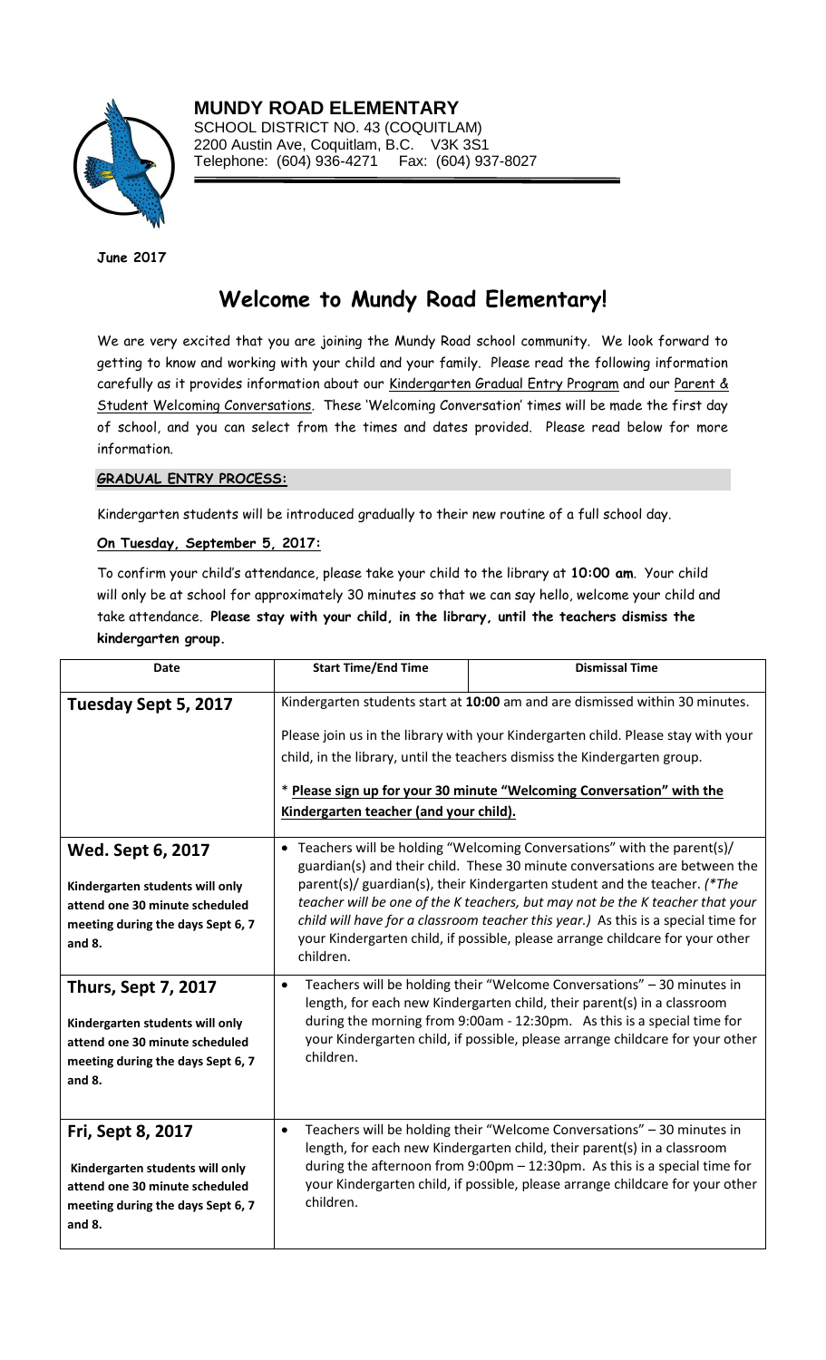**MUNDY ROAD ELEMENTARY**
SCHOOL DISTRICT NO. 43 (COQUITLAM)
2200 Austin Ave, Coquitlam, B.C. V3K 3S1
Telephone: (604) 936-4271 Fax: (604) 937-8027

**June 2017**

# Welcome to Mundy Road Elementary!

We are very excited that you are joining the Mundy Road school community. We look forward to getting to know and working with your child and your family. Please read the following information carefully as it provides information about our Kindergarten Gradual Entry Program and our Parent & Student Welcoming Conversations. These 'Welcoming Conversation' times will be made the first day of school, and you can select from the times and dates provided. Please read below for more information.

## GRADUAL ENTRY PROCESS:

Kindergarten students will be introduced gradually to their new routine of a full school day.

### On Tuesday, September 5, 2017:

To confirm your child's attendance, please take your child to the library at **10:00 am**. Your child will only be at school for approximately 30 minutes so that we can say hello, welcome your child and take attendance. **Please stay with your child, in the library, until the teachers dismiss the kindergarten group.**

| Date | Start Time/End Time | Dismissal Time |
|---|---|---|
| **Tuesday Sept 5, 2017** | Kindergarten students start at **10:00** am and are dismissed within 30 minutes.<br><br>Please join us in the library with your Kindergarten child. Please stay with your child, in the library, until the teachers dismiss the Kindergarten group.<br><br>* **Please sign up for your 30 minute "Welcoming Conversation" with the Kindergarten teacher (and your child).** | |
| **Wed. Sept 6, 2017**<br><br>**Kindergarten students will only attend one 30 minute scheduled meeting during the days Sept 6, 7 and 8.** | • Teachers will be holding "Welcoming Conversations" with the parent(s)/ guardian(s) and their child. These 30 minute conversations are between the parent(s)/ guardian(s), their Kindergarten student and the teacher. *(*The teacher will be one of the K teachers, but may not be the K teacher that your child will have for a classroom teacher this year.)* As this is a special time for your Kindergarten child, if possible, please arrange childcare for your other children. | |
| **Thurs, Sept 7, 2017**<br><br>**Kindergarten students will only attend one 30 minute scheduled meeting during the days Sept 6, 7 and 8.** | • Teachers will be holding their "Welcome Conversations" – 30 minutes in length, for each new Kindergarten child, their parent(s) in a classroom during the morning from 9:00am - 12:30pm. As this is a special time for your Kindergarten child, if possible, please arrange childcare for your other children. | |
| **Fri, Sept 8, 2017**<br><br>**Kindergarten students will only attend one 30 minute scheduled meeting during the days Sept 6, 7 and 8.** | • Teachers will be holding their "Welcome Conversations" – 30 minutes in length, for each new Kindergarten child, their parent(s) in a classroom during the afternoon from 9:00pm – 12:30pm. As this is a special time for your Kindergarten child, if possible, please arrange childcare for your other children. | |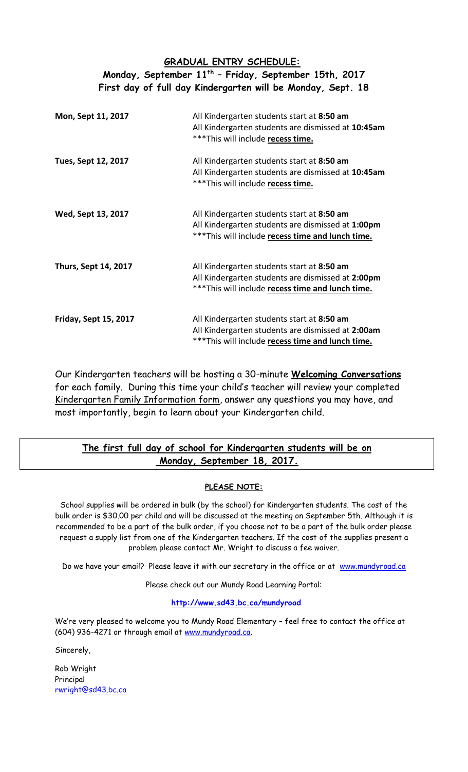## GRADUAL ENTRY SCHEDULE:

**Monday, September 11th – Friday, September 15th, 2017**
**First day of full day Kindergarten will be Monday, Sept. 18**

| | |
|---|---|
| **Mon, Sept 11, 2017** | All Kindergarten students start at **8:50 am**<br>All Kindergarten students are dismissed at **10:45am**<br>***This will include **recess time.** |
| **Tues, Sept 12, 2017** | All Kindergarten students start at **8:50 am**<br>All Kindergarten students are dismissed at **10:45am**<br>***This will include **recess time.** |
| **Wed, Sept 13, 2017** | All Kindergarten students start at **8:50 am**<br>All Kindergarten students are dismissed at **1:00pm**<br>***This will include **recess time and lunch time.** |
| **Thurs, Sept 14, 2017** | All Kindergarten students start at **8:50 am**<br>All Kindergarten students are dismissed at **2:00pm**<br>***This will include **recess time and lunch time.** |
| **Friday, Sept 15, 2017** | All Kindergarten students start at **8:50 am**<br>All Kindergarten students are dismissed at **2:00am**<br>***This will include **recess time and lunch time.** |

Our Kindergarten teachers will be hosting a 30-minute **Welcoming Conversations** for each family. During this time your child's teacher will review your completed Kindergarten Family Information form, answer any questions you may have, and most importantly, begin to learn about your Kindergarten child.

**The first full day of school for Kindergarten students will be on Monday, September 18, 2017.**

**PLEASE NOTE:**

School supplies will be ordered in bulk (by the school) for Kindergarten students. The cost of the bulk order is $30.00 per child and will be discussed at the meeting on September 5th. Although it is recommended to be a part of the bulk order, if you choose not to be a part of the bulk order please request a supply list from one of the Kindergarten teachers. If the cost of the supplies present a problem please contact Mr. Wright to discuss a fee waiver.

Do we have your email? Please leave it with our secretary in the office or at www.mundyroad.ca

Please check out our Mundy Road Learning Portal:

**http://www.sd43.bc.ca/mundyroad**

We're very pleased to welcome you to Mundy Road Elementary – feel free to contact the office at (604) 936-4271 or through email at www.mundyroad.ca.

Sincerely,

Rob Wright
Principal
rwright@sd43.bc.ca